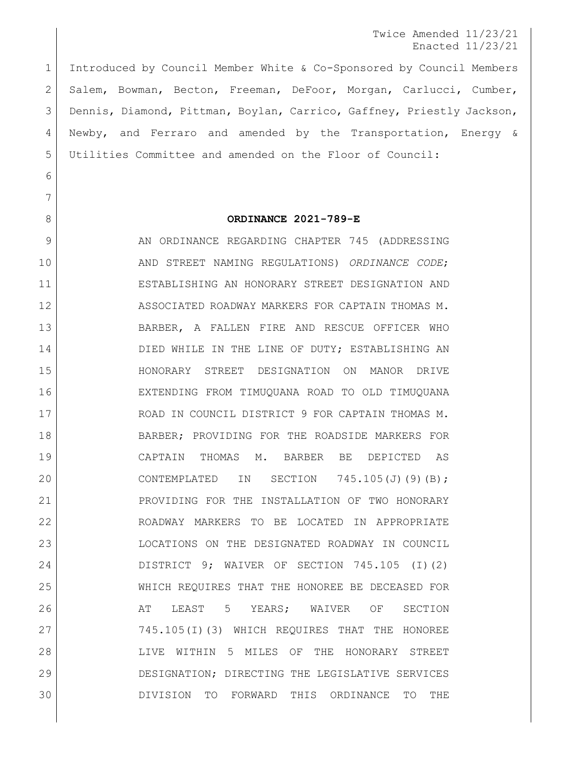Twice Amended 11/23/21
Enacted 11/23/21

Introduced by Council Member White & Co-Sponsored by Council Members Salem, Bowman, Becton, Freeman, DeFoor, Morgan, Carlucci, Cumber, Dennis, Diamond, Pittman, Boylan, Carrico, Gaffney, Priestly Jackson, Newby, and Ferraro and amended by the Transportation, Energy & Utilities Committee and amended on the Floor of Council:

**ORDINANCE 2021-789-E**

AN ORDINANCE REGARDING CHAPTER 745 (ADDRESSING AND STREET NAMING REGULATIONS) *ORDINANCE CODE*; ESTABLISHING AN HONORARY STREET DESIGNATION AND ASSOCIATED ROADWAY MARKERS FOR CAPTAIN THOMAS M. BARBER, A FALLEN FIRE AND RESCUE OFFICER WHO DIED WHILE IN THE LINE OF DUTY; ESTABLISHING AN HONORARY STREET DESIGNATION ON MANOR DRIVE EXTENDING FROM TIMUQUANA ROAD TO OLD TIMUQUANA ROAD IN COUNCIL DISTRICT 9 FOR CAPTAIN THOMAS M. BARBER; PROVIDING FOR THE ROADSIDE MARKERS FOR CAPTAIN THOMAS M. BARBER BE DEPICTED AS CONTEMPLATED IN SECTION 745.105(J)(9)(B); PROVIDING FOR THE INSTALLATION OF TWO HONORARY ROADWAY MARKERS TO BE LOCATED IN APPROPRIATE LOCATIONS ON THE DESIGNATED ROADWAY IN COUNCIL DISTRICT 9; WAIVER OF SECTION 745.105 (I)(2) WHICH REQUIRES THAT THE HONOREE BE DECEASED FOR AT LEAST 5 YEARS; WAIVER OF SECTION 745.105(I)(3) WHICH REQUIRES THAT THE HONOREE LIVE WITHIN 5 MILES OF THE HONORARY STREET DESIGNATION; DIRECTING THE LEGISLATIVE SERVICES DIVISION TO FORWARD THIS ORDINANCE TO THE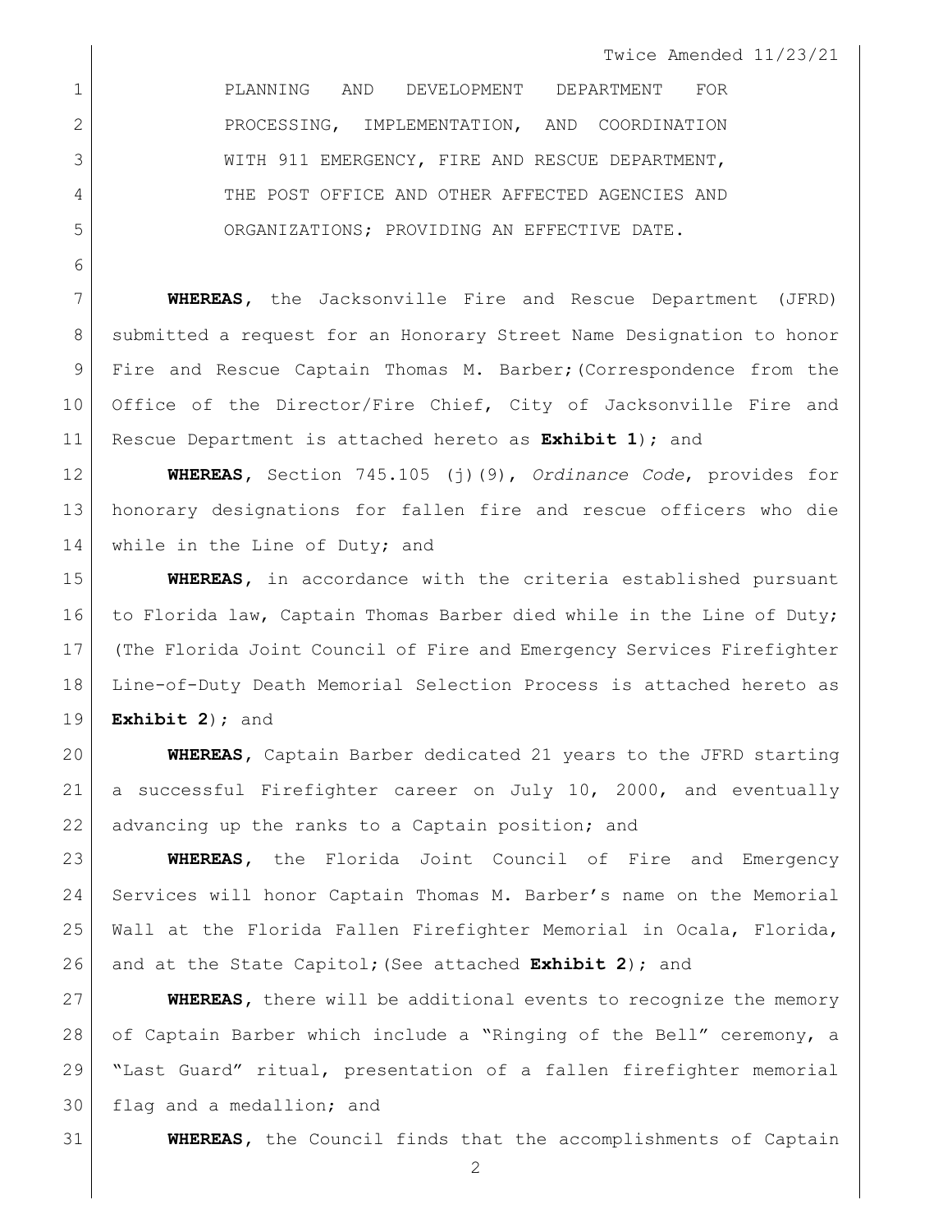PLANNING AND DEVELOPMENT DEPARTMENT FOR PROCESSING, IMPLEMENTATION, AND COORDINATION WITH 911 EMERGENCY, FIRE AND RESCUE DEPARTMENT, THE POST OFFICE AND OTHER AFFECTED AGENCIES AND ORGANIZATIONS; PROVIDING AN EFFECTIVE DATE.

**WHEREAS**, the Jacksonville Fire and Rescue Department (JFRD) submitted a request for an Honorary Street Name Designation to honor Fire and Rescue Captain Thomas M. Barber;(Correspondence from the Office of the Director/Fire Chief, City of Jacksonville Fire and Rescue Department is attached hereto as **Exhibit 1**); and

**WHEREAS**, Section 745.105 (j)(9), *Ordinance Code*, provides for honorary designations for fallen fire and rescue officers who die while in the Line of Duty; and

**WHEREAS**, in accordance with the criteria established pursuant to Florida law, Captain Thomas Barber died while in the Line of Duty; (The Florida Joint Council of Fire and Emergency Services Firefighter Line-of-Duty Death Memorial Selection Process is attached hereto as **Exhibit 2**); and

**WHEREAS**, Captain Barber dedicated 21 years to the JFRD starting a successful Firefighter career on July 10, 2000, and eventually advancing up the ranks to a Captain position; and

**WHEREAS**, the Florida Joint Council of Fire and Emergency Services will honor Captain Thomas M. Barber's name on the Memorial Wall at the Florida Fallen Firefighter Memorial in Ocala, Florida, and at the State Capitol;(See attached **Exhibit 2**); and

**WHEREAS**, there will be additional events to recognize the memory of Captain Barber which include a "Ringing of the Bell" ceremony, a "Last Guard" ritual, presentation of a fallen firefighter memorial flag and a medallion; and

**WHEREAS**, the Council finds that the accomplishments of Captain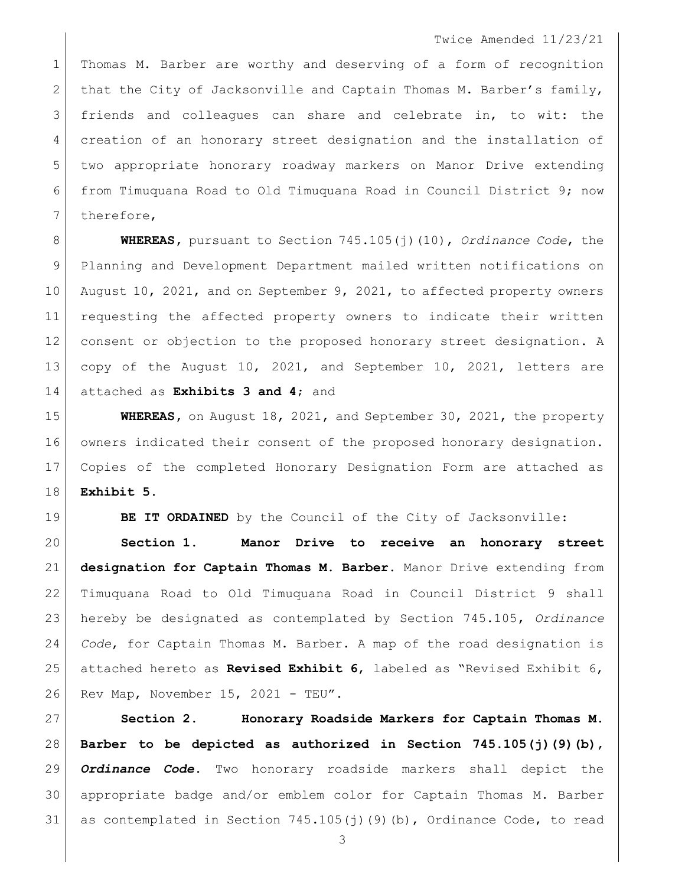Thomas M. Barber are worthy and deserving of a form of recognition that the City of Jacksonville and Captain Thomas M. Barber's family, friends and colleagues can share and celebrate in, to wit: the creation of an honorary street designation and the installation of two appropriate honorary roadway markers on Manor Drive extending from Timuquana Road to Old Timuquana Road in Council District 9; now therefore,

**WHEREAS,** pursuant to Section 745.105(j)(10), *Ordinance Code*, the Planning and Development Department mailed written notifications on August 10, 2021, and on September 9, 2021, to affected property owners requesting the affected property owners to indicate their written consent or objection to the proposed honorary street designation. A copy of the August 10, 2021, and September 10, 2021, letters are attached as **Exhibits 3 and 4**; and

**WHEREAS,** on August 18, 2021, and September 30, 2021, the property owners indicated their consent of the proposed honorary designation. Copies of the completed Honorary Designation Form are attached as **Exhibit 5**.

**BE IT ORDAINED** by the Council of the City of Jacksonville:

**Section 1. Manor Drive to receive an honorary street designation for Captain Thomas M. Barber.** Manor Drive extending from Timuquana Road to Old Timuquana Road in Council District 9 shall hereby be designated as contemplated by Section 745.105, *Ordinance Code*, for Captain Thomas M. Barber. A map of the road designation is attached hereto as **Revised Exhibit 6**, labeled as "Revised Exhibit 6, Rev Map, November 15, 2021 - TEU".

**Section 2. Honorary Roadside Markers for Captain Thomas M. Barber to be depicted as authorized in Section 745.105(j)(9)(b), *Ordinance Code*.** Two honorary roadside markers shall depict the appropriate badge and/or emblem color for Captain Thomas M. Barber as contemplated in Section 745.105(j)(9)(b), Ordinance Code, to read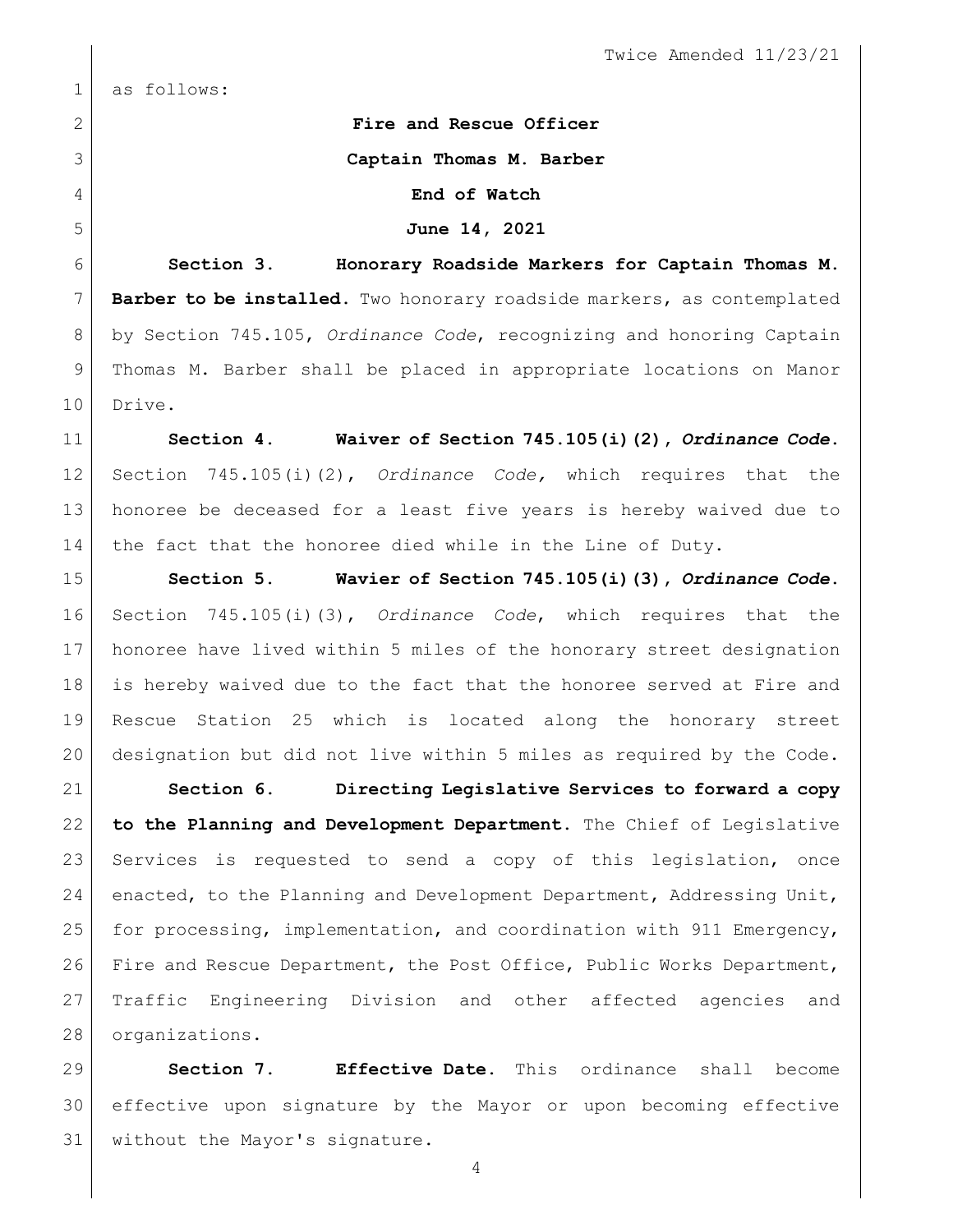as follows:

**Fire and Rescue Officer**

**Captain Thomas M. Barber**

**End of Watch**

**June 14, 2021**

**Section 3. Honorary Roadside Markers for Captain Thomas M. Barber to be installed.** Two honorary roadside markers, as contemplated by Section 745.105, *Ordinance Code*, recognizing and honoring Captain Thomas M. Barber shall be placed in appropriate locations on Manor Drive.

**Section 4. Waiver of Section 745.105(i)(2),** ***Ordinance Code*.** Section 745.105(i)(2), *Ordinance Code,* which requires that the honoree be deceased for a least five years is hereby waived due to the fact that the honoree died while in the Line of Duty.

**Section 5. Wavier of Section 745.105(i)(3),** ***Ordinance Code*.** Section 745.105(i)(3), *Ordinance Code*, which requires that the honoree have lived within 5 miles of the honorary street designation is hereby waived due to the fact that the honoree served at Fire and Rescue Station 25 which is located along the honorary street designation but did not live within 5 miles as required by the Code.

**Section 6. Directing Legislative Services to forward a copy to the Planning and Development Department.** The Chief of Legislative Services is requested to send a copy of this legislation, once enacted, to the Planning and Development Department, Addressing Unit, for processing, implementation, and coordination with 911 Emergency, Fire and Rescue Department, the Post Office, Public Works Department, Traffic Engineering Division and other affected agencies and organizations.

**Section 7. Effective Date.** This ordinance shall become effective upon signature by the Mayor or upon becoming effective without the Mayor's signature.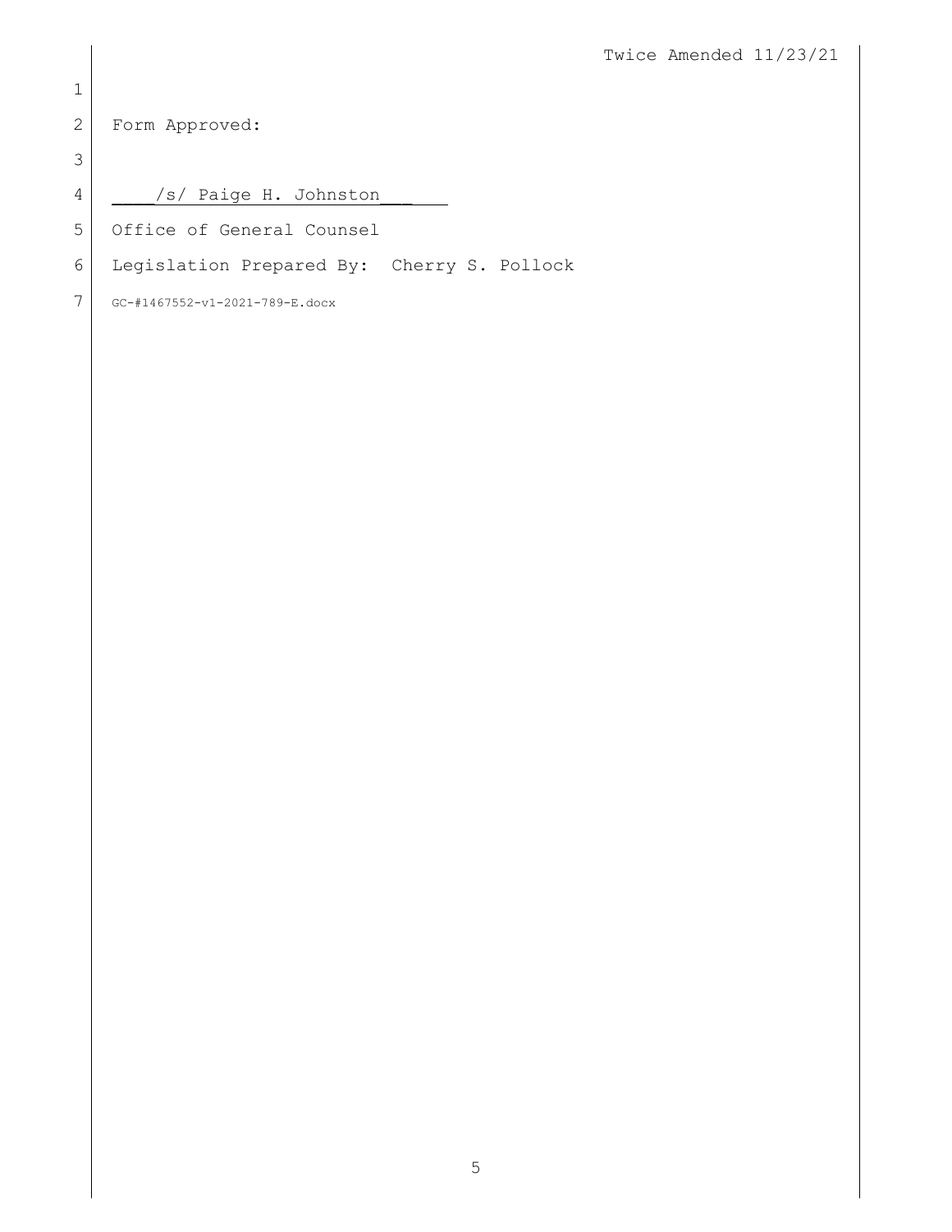Twice Amended 11/23/21

Form Approved:

\_\_\_\_/s/ Paige H. Johnston\_\_\_

Office of General Counsel

Legislation Prepared By: Cherry S. Pollock

GC-#1467552-v1-2021-789-E.docx